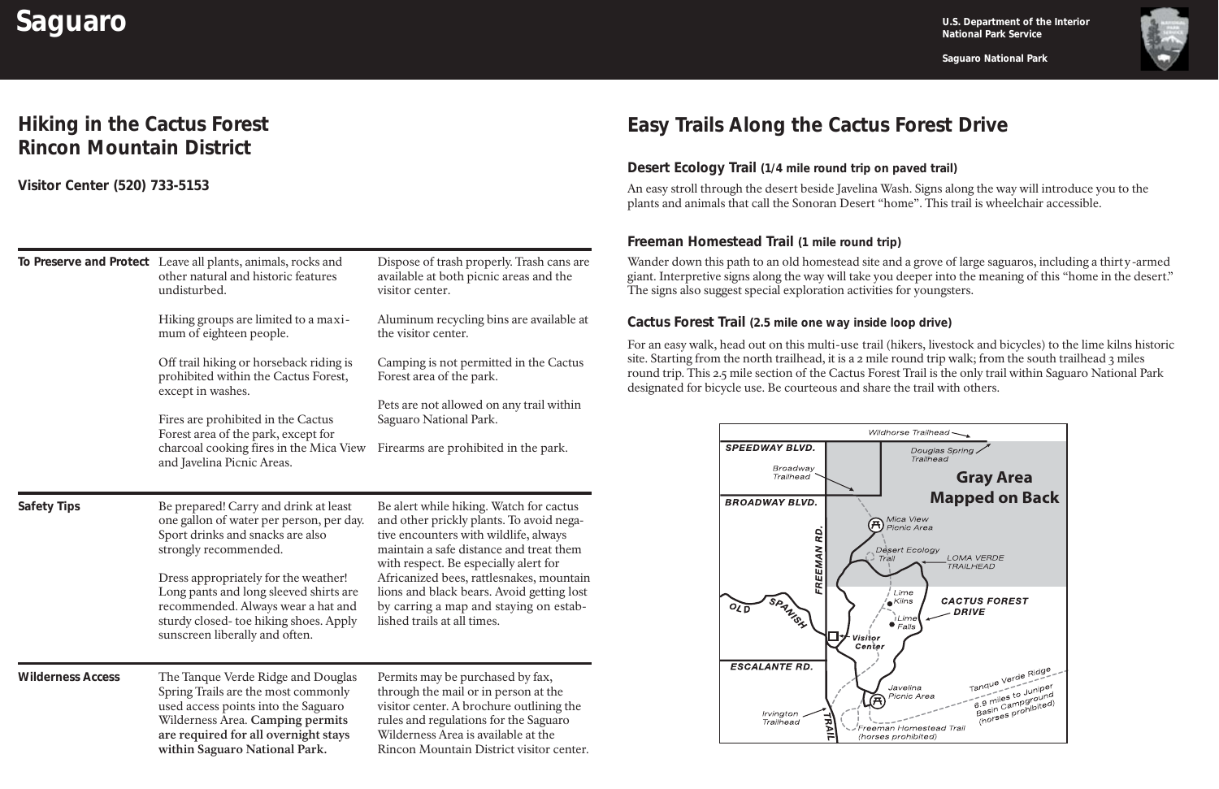# Saguaro

U.S. Department of the Interior
National Park Service

Saguaro National Park

## Hiking in the Cactus Forest Rincon Mountain District

**Visitor Center (520) 733-5153**

**To Preserve and Protect**

Leave all plants, animals, rocks and other natural and historic features undisturbed.

Hiking groups are limited to a maximum of eighteen people.

Off trail hiking or horseback riding is prohibited within the Cactus Forest, except in washes.

Fires are prohibited in the Cactus Forest area of the park, except for charcoal cooking fires in the Mica View and Javelina Picnic Areas.

Dispose of trash properly. Trash cans are available at both picnic areas and the visitor center.

Aluminum recycling bins are available at the visitor center.

Camping is not permitted in the Cactus Forest area of the park.

Pets are not allowed on any trail within Saguaro National Park.

Firearms are prohibited in the park.

**Safety Tips**

Be prepared! Carry and drink at least one gallon of water per person, per day. Sport drinks and snacks are also strongly recommended.

Dress appropriately for the weather! Long pants and long sleeved shirts are recommended. Always wear a hat and sturdy closed- toe hiking shoes. Apply sunscreen liberally and often.

Be alert while hiking. Watch for cactus and other prickly plants. To avoid negative encounters with wildlife, always maintain a safe distance and treat them with respect. Be especially alert for Africanized bees, rattlesnakes, mountain lions and black bears. Avoid getting lost by carrying a map and staying on established trails at all times.

**Wilderness Access**

The Tanque Verde Ridge and Douglas Spring Trails are the most commonly used access points into the Saguaro Wilderness Area. **Camping permits are required for all overnight stays within Saguaro National Park.**

Permits may be purchased by fax, through the mail or in person at the visitor center. A brochure outlining the rules and regulations for the Saguaro Wilderness Area is available at the Rincon Mountain District visitor center.

## Easy Trails Along the Cactus Forest Drive

### Desert Ecology Trail (1/4 mile round trip on paved trail)

An easy stroll through the desert beside Javelina Wash. Signs along the way will introduce you to the plants and animals that call the Sonoran Desert "home". This trail is wheelchair accessible.

### Freeman Homestead Trail (1 mile round trip)

Wander down this path to an old homestead site and a grove of large saguaros, including a thirty-armed giant. Interpretive signs along the way will take you deeper into the meaning of this "home in the desert." The signs also suggest special exploration activities for youngsters.

### Cactus Forest Trail (2.5 mile one way inside loop drive)

For an easy walk, head out on this multi-use trail (hikers, livestock and bicycles) to the lime kilns historic site. Starting from the north trailhead, it is a 2 mile round trip walk; from the south trailhead 3 miles round trip. This 2.5 mile section of the Cactus Forest Trail is the only trail within Saguaro National Park designated for bicycle use. Be courteous and share the trail with others.

Wildhorse Trailhead
SPEEDWAY BLVD.
Douglas Spring Trailhead
Broadway Trailhead
Gray Area Mapped on Back
BROADWAY BLVD.
Mica View Picnic Area
FREEMAN RD.
Desert Ecology Trail
LOMA VERDE TRAILHEAD
Lime Kilns
CACTUS FOREST DRIVE
OLD SPANISH
Lime Falls
Visitor Center
ESCALANTE RD.
Javelina Picnic Area
Tanque Verde Ridge 6.9 miles to Juniper Basin Campground (horses prohibited)
Irvington Trailhead
TRAIL
Freeman Homestead Trail (horses prohibited)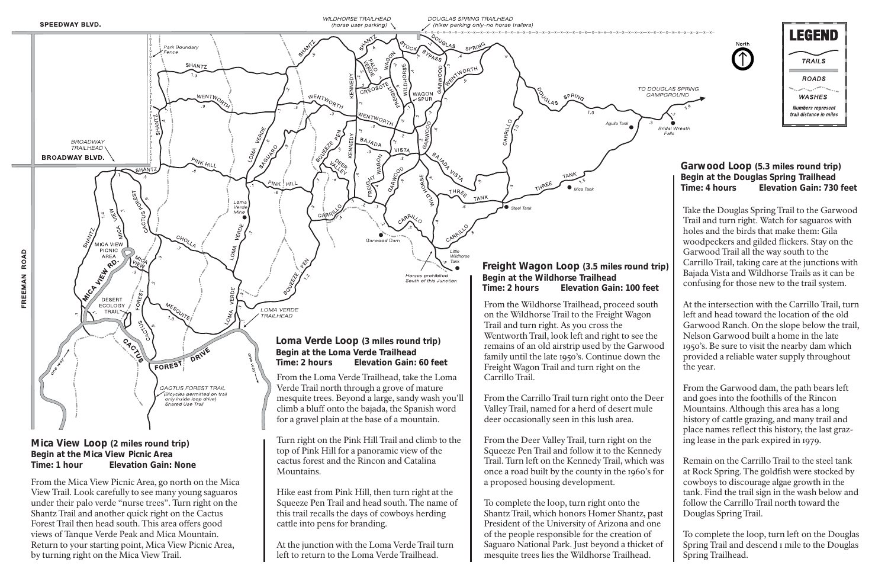## Mica View Loop (2 miles round trip)

**Begin at the Mica View Picnic Area**
**Time: 1 hour    Elevation Gain: None**

From the Mica View Picnic Area, go north on the Mica View Trail. Look carefully to see many young saguaros under their palo verde "nurse trees". Turn right on the Shantz Trail and another quick right on the Cactus Forest Trail then head south. This area offers good views of Tanque Verde Peak and Mica Mountain. Return to your starting point, Mica View Picnic Area, by turning right on the Mica View Trail.

## Loma Verde Loop (3 miles round trip)

**Begin at the Loma Verde Trailhead**
**Time: 2 hours    Elevation Gain: 60 feet**

From the Loma Verde Trailhead, take the Loma Verde Trail north through a grove of mature mesquite trees. Beyond a large, sandy wash you'll climb a bluff onto the bajada, the Spanish word for a gravel plain at the base of a mountain.

Turn right on the Pink Hill Trail and climb to the top of Pink Hill for a panoramic view of the cactus forest and the Rincon and Catalina Mountains.

Hike east from Pink Hill, then turn right at the Squeeze Pen Trail and head south. The name of this trail recalls the days of cowboys herding cattle into pens for branding.

At the junction with the Loma Verde Trail turn left to return to the Loma Verde Trailhead.

## Freight Wagon Loop (3.5 miles round trip)

**Begin at the Wildhorse Trailhead**
**Time: 2 hours    Elevation Gain: 100 feet**

From the Wildhorse Trailhead, proceed south on the Wildhorse Trail to the Freight Wagon Trail and turn right. As you cross the Wentworth Trail, look left and right to see the remains of an old airstrip used by the Garwood family until the late 1950's. Continue down the Freight Wagon Trail and turn right on the Carrillo Trail.

From the Carrillo Trail turn right onto the Deer Valley Trail, named for a herd of desert mule deer occasionally seen in this lush area.

From the Deer Valley Trail, turn right on the Squeeze Pen Trail and follow it to the Kennedy Trail. Turn left on the Kennedy Trail, which was once a road built by the county in the 1960's for a proposed housing development.

To complete the loop, turn right onto the Shantz Trail, which honors Homer Shantz, past President of the University of Arizona and one of the people responsible for the creation of Saguaro National Park. Just beyond a thicket of mesquite trees lies the Wildhorse Trailhead.

## Garwood Loop (5.3 miles round trip)

**Begin at the Douglas Spring Trailhead**
**Time: 4 hours    Elevation Gain: 730 feet**

Take the Douglas Spring Trail to the Garwood Trail and turn right. Watch for saguaros with holes and the birds that make them: Gila woodpeckers and gilded flickers. Stay on the Garwood Trail all the way south to the Carrillo Trail, taking care at the junctions with Bajada Vista and Wildhorse Trails as it can be confusing for those new to the trail system.

At the intersection with the Carrillo Trail, turn left and head toward the location of the old Garwood Ranch. On the slope below the trail, Nelson Garwood built a home in the late 1950's. Be sure to visit the nearby dam which provided a reliable water supply throughout the year.

From the Garwood dam, the path bears left and goes into the foothills of the Rincon Mountains. Although this area has a long history of cattle grazing, and many trail and place names reflect this history, the last grazing lease in the park expired in 1979.

Remain on the Carrillo Trail to the steel tank at Rock Spring. The goldfish were stocked by cowboys to discourage algae growth in the tank. Find the trail sign in the wash below and follow the Carrillo Trail north toward the Douglas Spring Trail.

To complete the loop, turn left on the Douglas Spring Trail and descend 1 mile to the Douglas Spring Trailhead.